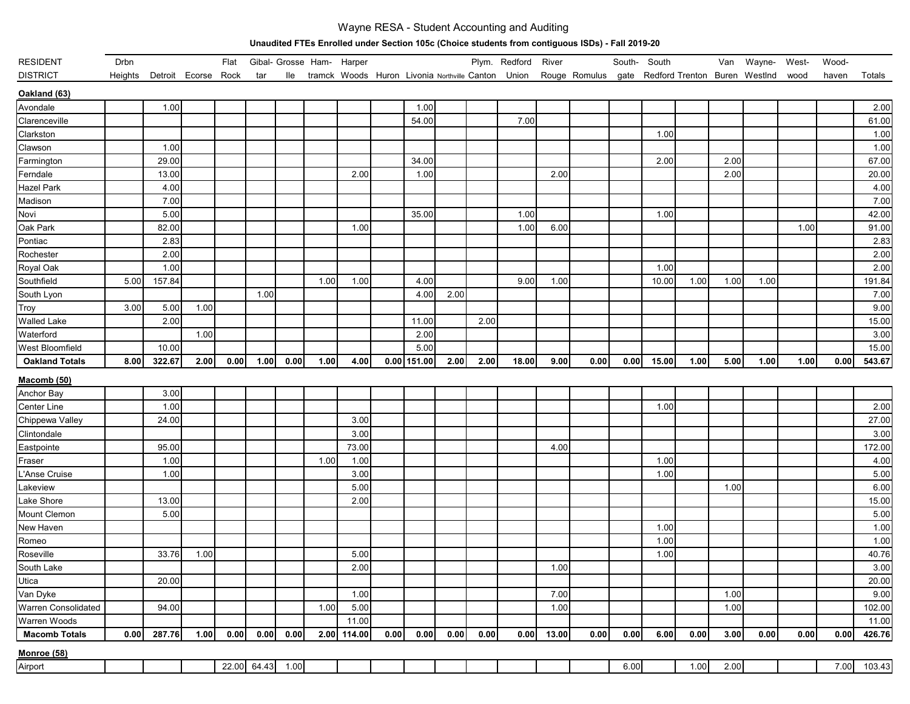# Wayne RESA - Student Accounting and Auditing

**Unaudited FTEs Enrolled under Section 105c (Choice students from contiguous ISDs) - Fall 2019-20**

| RESIDENT DISTRICT | Drbn Heights | Detroit | Ecorse | Flat Rock | Gibral-tar | Grosse Ile | Ham-tramck | Harper Woods | Huron | Livonia | Northville | Plym. Canton | Redford Union | River Rouge | Romulus | South-gate | South Redford | Trenton | Van Buren | Wayne-Westlnd | West-wood | Wood-haven | Totals |
|---|---|---|---|---|---|---|---|---|---|---|---|---|---|---|---|---|---|---|---|---|---|---|---|
| **Oakland (63)** | | | | | | | | | | | | | | | | | | | | | | | |
| Avondale | | 1.00 | | | | | | | | 1.00 | | | | | | | | | | | | | 2.00 |
| Clarenceville | | | | | | | | | | 54.00 | | | 7.00 | | | | | | | | | | 61.00 |
| Clarkston | | | | | | | | | | | | | | | | | 1.00 | | | | | | 1.00 |
| Clawson | | 1.00 | | | | | | | | | | | | | | | | | | | | | 1.00 |
| Farmington | | 29.00 | | | | | | | | 34.00 | | | | | | | 2.00 | | 2.00 | | | | 67.00 |
| Ferndale | | 13.00 | | | | | | 2.00 | | 1.00 | | | | 2.00 | | | | | 2.00 | | | | 20.00 |
| Hazel Park | | 4.00 | | | | | | | | | | | | | | | | | | | | | 4.00 |
| Madison | | 7.00 | | | | | | | | | | | | | | | | | | | | | 7.00 |
| Novi | | 5.00 | | | | | | | | 35.00 | | | 1.00 | | | | 1.00 | | | | | | 42.00 |
| Oak Park | | 82.00 | | | | | | 1.00 | | | | | 1.00 | 6.00 | | | | | | | 1.00 | | 91.00 |
| Pontiac | | 2.83 | | | | | | | | | | | | | | | | | | | | | 2.83 |
| Rochester | | 2.00 | | | | | | | | | | | | | | | | | | | | | 2.00 |
| Royal Oak | | 1.00 | | | | | | | | | | | | | | | 1.00 | | | | | | 2.00 |
| Southfield | 5.00 | 157.84 | | | | | 1.00 | 1.00 | | 4.00 | | | 9.00 | 1.00 | | | 10.00 | 1.00 | 1.00 | 1.00 | | | 191.84 |
| South Lyon | | | | | 1.00 | | | | | 4.00 | 2.00 | | | | | | | | | | | | 7.00 |
| Troy | 3.00 | 5.00 | 1.00 | | | | | | | | | | | | | | | | | | | | 9.00 |
| Walled Lake | | 2.00 | | | | | | | | 11.00 | | 2.00 | | | | | | | | | | | 15.00 |
| Waterford | | | 1.00 | | | | | | | 2.00 | | | | | | | | | | | | | 3.00 |
| West Bloomfield | | 10.00 | | | | | | | | 5.00 | | | | | | | | | | | | | 15.00 |
| **Oakland Totals** | **8.00** | **322.67** | **2.00** | **0.00** | **1.00** | **0.00** | **1.00** | **4.00** | **0.00** | **151.00** | **2.00** | **2.00** | **18.00** | **9.00** | **0.00** | **0.00** | **15.00** | **1.00** | **5.00** | **1.00** | **1.00** | **0.00** | **543.67** |
| **Macomb (50)** | | | | | | | | | | | | | | | | | | | | | | | |
| Anchor Bay | | 3.00 | | | | | | | | | | | | | | | | | | | | | |
| Center Line | | 1.00 | | | | | | | | | | | | | | | 1.00 | | | | | | 2.00 |
| Chippewa Valley | | 24.00 | | | | | | 3.00 | | | | | | | | | | | | | | | 27.00 |
| Clintondale | | | | | | | | 3.00 | | | | | | | | | | | | | | | 3.00 |
| Eastpointe | | 95.00 | | | | | | 73.00 | | | | | | 4.00 | | | | | | | | | 172.00 |
| Fraser | | 1.00 | | | | | 1.00 | 1.00 | | | | | | | | | 1.00 | | | | | | 4.00 |
| L'Anse Cruise | | 1.00 | | | | | | 3.00 | | | | | | | | | 1.00 | | | | | | 5.00 |
| Lakeview | | | | | | | | 5.00 | | | | | | | | | | | 1.00 | | | | 6.00 |
| Lake Shore | | 13.00 | | | | | | 2.00 | | | | | | | | | | | | | | | 15.00 |
| Mount Clemon | | 5.00 | | | | | | | | | | | | | | | | | | | | | 5.00 |
| New Haven | | | | | | | | | | | | | | | | | 1.00 | | | | | | 1.00 |
| Romeo | | | | | | | | | | | | | | | | | 1.00 | | | | | | 1.00 |
| Roseville | | 33.76 | 1.00 | | | | | 5.00 | | | | | | | | | 1.00 | | | | | | 40.76 |
| South Lake | | | | | | | | 2.00 | | | | | | 1.00 | | | | | | | | | 3.00 |
| Utica | | 20.00 | | | | | | | | | | | | | | | | | | | | | 20.00 |
| Van Dyke | | | | | | | | 1.00 | | | | | | 7.00 | | | | | 1.00 | | | | 9.00 |
| Warren Consolidated | | 94.00 | | | | | 1.00 | 5.00 | | | | | | 1.00 | | | | | 1.00 | | | | 102.00 |
| Warren Woods | | | | | | | | 11.00 | | | | | | | | | | | | | | | 11.00 |
| **Macomb Totals** | **0.00** | **287.76** | **1.00** | **0.00** | **0.00** | **0.00** | **2.00** | **114.00** | **0.00** | **0.00** | **0.00** | **0.00** | **0.00** | **13.00** | **0.00** | **0.00** | **6.00** | **0.00** | **3.00** | **0.00** | **0.00** | **0.00** | **426.76** |
| **Monroe (58)** | | | | | | | | | | | | | | | | | | | | | | | |
| Airport | | | | 22.00 | 64.43 | 1.00 | | | | | | | | | | 6.00 | | 1.00 | 2.00 | | | 7.00 | 103.43 |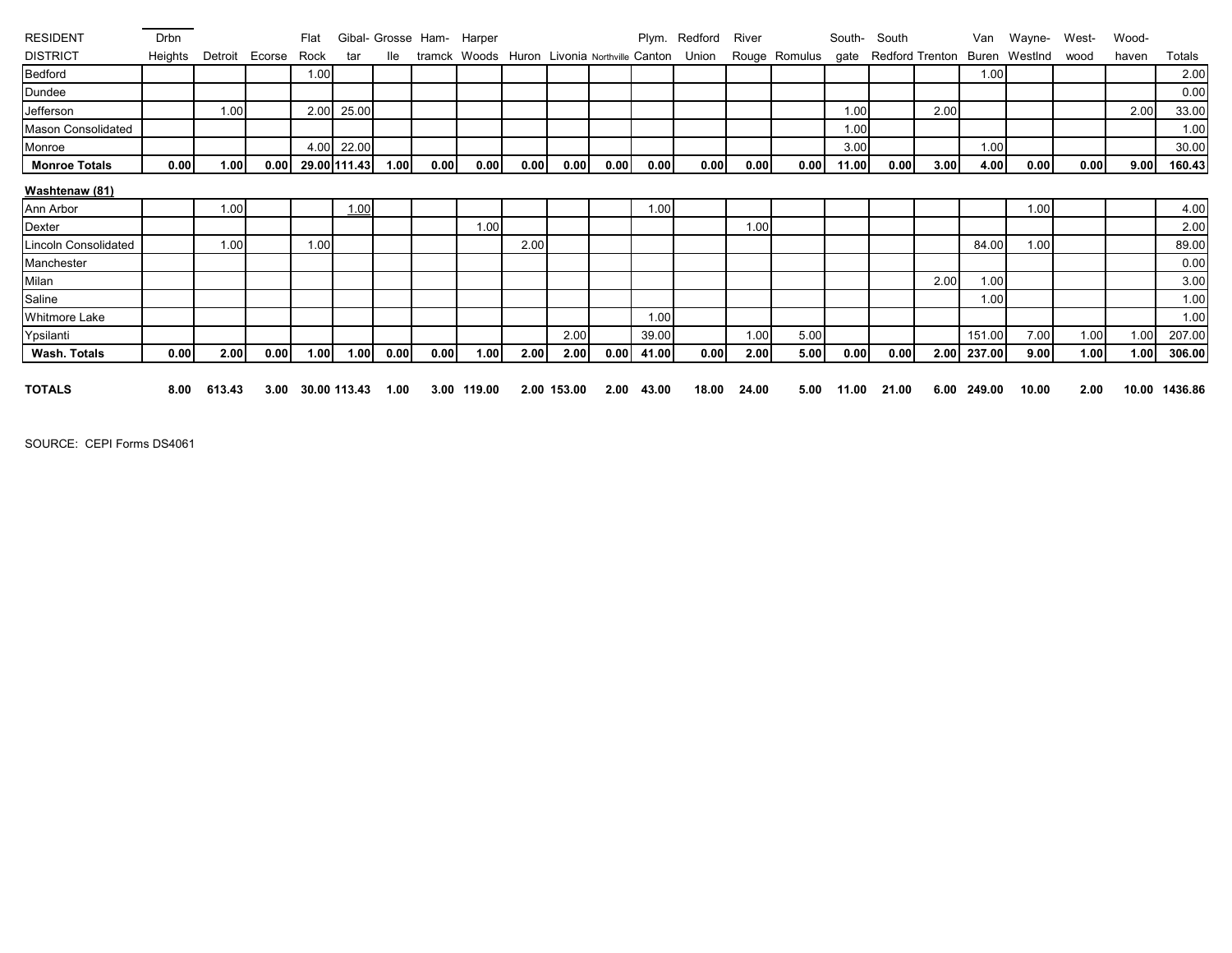| RESIDENT DISTRICT | Drbn Heights | Detroit | Ecorse | Flat Rock | Gibal- tar | Grosse Ile | Ham- tramck | Harper Woods | Huron | Livonia | Northville | Plym. Canton | Redford Union | River Rouge | Romulus | South- gate | South Redford | Trenton | Van Buren | Wayne- Westlnd | West- wood | Wood- haven | Totals |
|---|---|---|---|---|---|---|---|---|---|---|---|---|---|---|---|---|---|---|---|---|---|---|---|
| Bedford | | | | 1.00 | | | | | | | | | | | | | | | 1.00 | | | | 2.00 |
| Dundee | | | | | | | | | | | | | | | | | | | | | | | 0.00 |
| Jefferson | | 1.00 | | 2.00 | 25.00 | | | | | | | | | | | 1.00 | | 2.00 | | | | 2.00 | 33.00 |
| Mason Consolidated | | | | | | | | | | | | | | | | 1.00 | | | | | | | 1.00 |
| Monroe | | | | 4.00 | 22.00 | | | | | | | | | | | 3.00 | | | 1.00 | | | | 30.00 |
| **Monroe Totals** | **0.00** | **1.00** | **0.00** | **29.00** | **111.43** | **1.00** | **0.00** | **0.00** | **0.00** | **0.00** | **0.00** | **0.00** | **0.00** | **0.00** | **0.00** | **11.00** | **0.00** | **3.00** | **4.00** | **0.00** | **0.00** | **9.00** | **160.43** |
| **Washtenaw (81)** | | | | | | | | | | | | | | | | | | | | | | | |
| Ann Arbor | | 1.00 | | | 1.00 | | | | | | | 1.00 | | | | | | | | 1.00 | | | 4.00 |
| Dexter | | | | | | | | 1.00 | | | | | | 1.00 | | | | | | | | | 2.00 |
| Lincoln Consolidated | | 1.00 | | 1.00 | | | | | 2.00 | | | | | | | | | | 84.00 | 1.00 | | | 89.00 |
| Manchester | | | | | | | | | | | | | | | | | | | | | | | 0.00 |
| Milan | | | | | | | | | | | | | | | | | | 2.00 | 1.00 | | | | 3.00 |
| Saline | | | | | | | | | | | | | | | | | | | 1.00 | | | | 1.00 |
| Whitmore Lake | | | | | | | | | | | | 1.00 | | | | | | | | | | | 1.00 |
| Ypsilanti | | | | | | | | | | 2.00 | | 39.00 | | 1.00 | 5.00 | | | | 151.00 | 7.00 | 1.00 | 1.00 | 207.00 |
| **Wash. Totals** | **0.00** | **2.00** | **0.00** | **1.00** | **1.00** | **0.00** | **0.00** | **1.00** | **2.00** | **2.00** | **0.00** | **41.00** | **0.00** | **2.00** | **5.00** | **0.00** | **0.00** | **2.00** | **237.00** | **9.00** | **1.00** | **1.00** | **306.00** |
| **TOTALS** | **8.00** | **613.43** | **3.00** | **30.00** | **113.43** | **1.00** | **3.00** | **119.00** | **2.00** | **153.00** | **2.00** | **43.00** | **18.00** | **24.00** | **5.00** | **11.00** | **21.00** | **6.00** | **249.00** | **10.00** | **2.00** | **10.00** | **1436.86** |

SOURCE: CEPI Forms DS4061